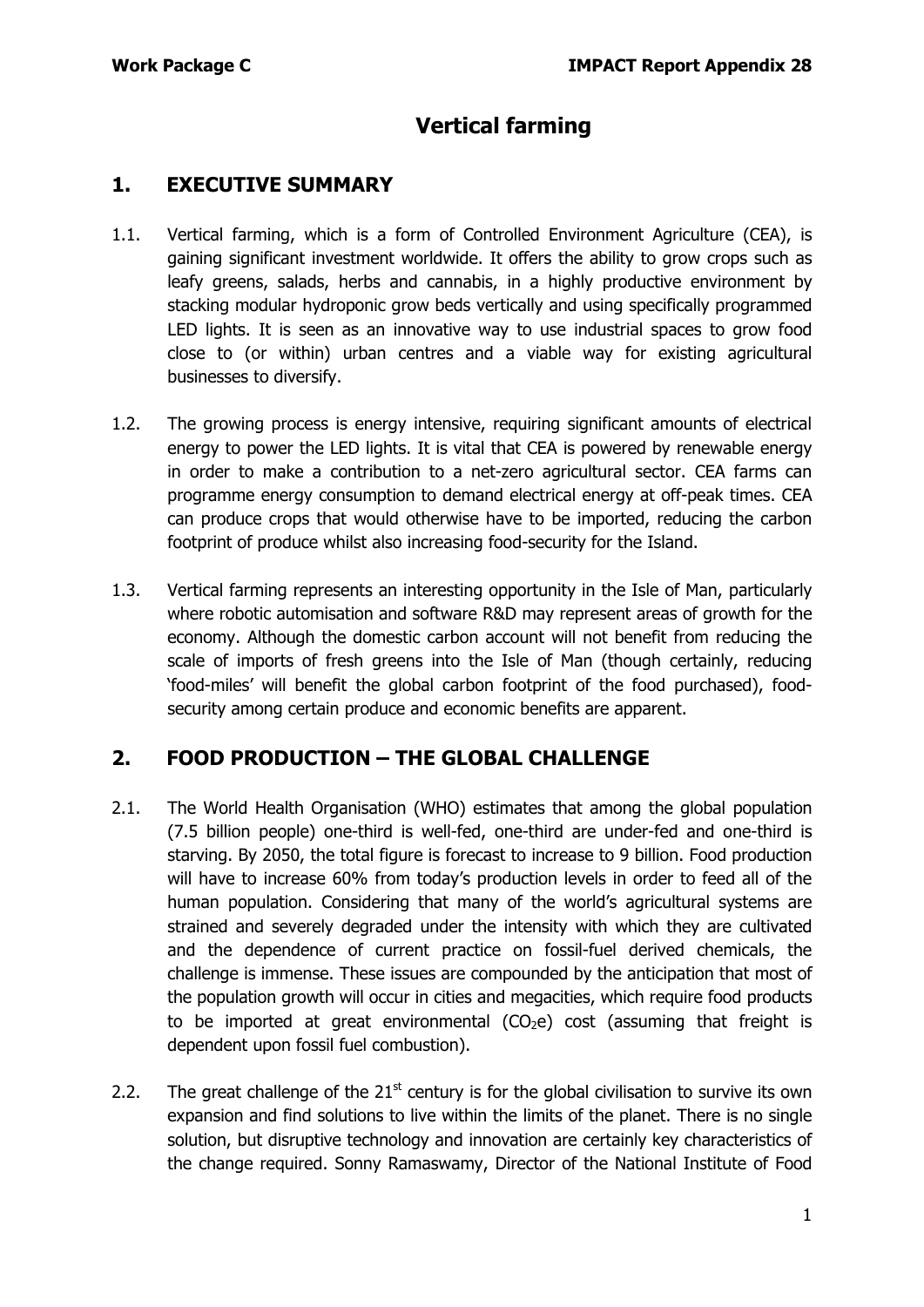# Vertical farming

## 1. EXECUTIVE SUMMARY

1.1. Vertical farming, which is a form of Controlled Environment Agriculture (CEA), is gaining significant investment worldwide. It offers the ability to grow crops such as leafy greens, salads, herbs and cannabis, in a highly productive environment by stacking modular hydroponic grow beds vertically and using specifically programmed LED lights. It is seen as an innovative way to use industrial spaces to grow food close to (or within) urban centres and a viable way for existing agricultural businesses to diversify.

1.2. The growing process is energy intensive, requiring significant amounts of electrical energy to power the LED lights. It is vital that CEA is powered by renewable energy in order to make a contribution to a net-zero agricultural sector. CEA farms can programme energy consumption to demand electrical energy at off-peak times. CEA can produce crops that would otherwise have to be imported, reducing the carbon footprint of produce whilst also increasing food-security for the Island.

1.3. Vertical farming represents an interesting opportunity in the Isle of Man, particularly where robotic automisation and software R&D may represent areas of growth for the economy. Although the domestic carbon account will not benefit from reducing the scale of imports of fresh greens into the Isle of Man (though certainly, reducing 'food-miles' will benefit the global carbon footprint of the food purchased), food-security among certain produce and economic benefits are apparent.

## 2. FOOD PRODUCTION – THE GLOBAL CHALLENGE

2.1. The World Health Organisation (WHO) estimates that among the global population (7.5 billion people) one-third is well-fed, one-third are under-fed and one-third is starving. By 2050, the total figure is forecast to increase to 9 billion. Food production will have to increase 60% from today's production levels in order to feed all of the human population. Considering that many of the world's agricultural systems are strained and severely degraded under the intensity with which they are cultivated and the dependence of current practice on fossil-fuel derived chemicals, the challenge is immense. These issues are compounded by the anticipation that most of the population growth will occur in cities and megacities, which require food products to be imported at great environmental ($CO_2e$) cost (assuming that freight is dependent upon fossil fuel combustion).

2.2. The great challenge of the 21st century is for the global civilisation to survive its own expansion and find solutions to live within the limits of the planet. There is no single solution, but disruptive technology and innovation are certainly key characteristics of the change required. Sonny Ramaswamy, Director of the National Institute of Food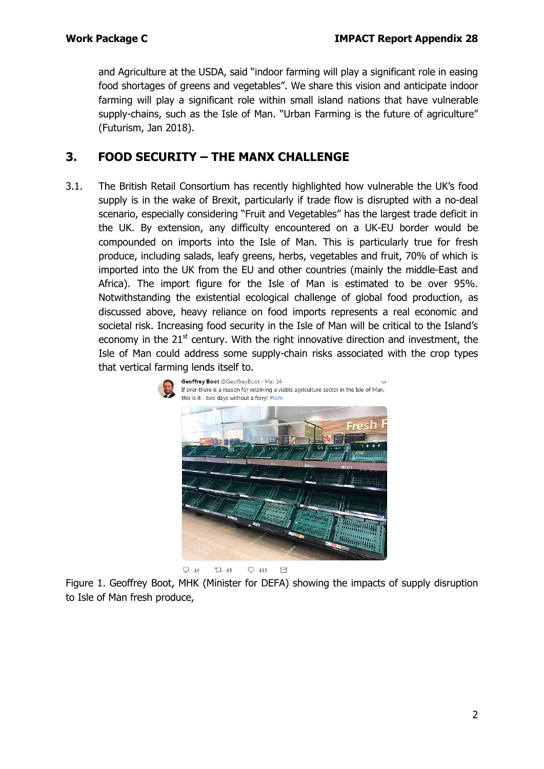and Agriculture at the USDA, said "indoor farming will play a significant role in easing food shortages of greens and vegetables". We share this vision and anticipate indoor farming will play a significant role within small island nations that have vulnerable supply-chains, such as the Isle of Man. "Urban Farming is the future of agriculture" (Futurism, Jan 2018).

## 3. FOOD SECURITY – THE MANX CHALLENGE

3.1. The British Retail Consortium has recently highlighted how vulnerable the UK's food supply is in the wake of Brexit, particularly if trade flow is disrupted with a no-deal scenario, especially considering "Fruit and Vegetables" has the largest trade deficit in the UK. By extension, any difficulty encountered on a UK-EU border would be compounded on imports into the Isle of Man. This is particularly true for fresh produce, including salads, leafy greens, herbs, vegetables and fruit, 70% of which is imported into the UK from the EU and other countries (mainly the middle-East and Africa). The import figure for the Isle of Man is estimated to be over 95%. Notwithstanding the existential ecological challenge of global food production, as discussed above, heavy reliance on food imports represents a real economic and societal risk. Increasing food security in the Isle of Man will be critical to the Island's economy in the 21st century. With the right innovative direction and investment, the Isle of Man could address some supply-chain risks associated with the crop types that vertical farming lends itself to.

Figure 1. Geoffrey Boot, MHK (Minister for DEFA) showing the impacts of supply disruption to Isle of Man fresh produce,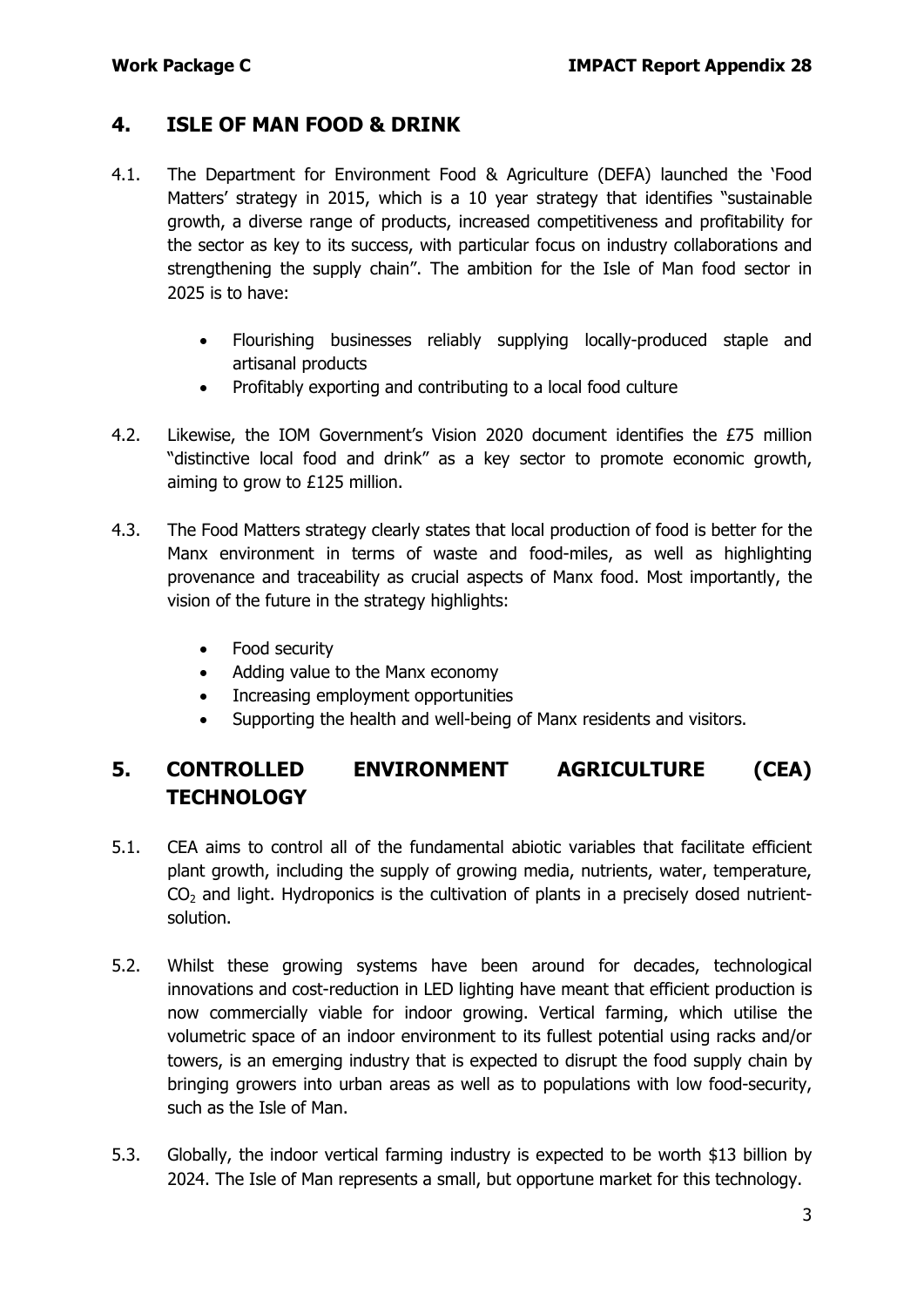## 4. ISLE OF MAN FOOD & DRINK

4.1. The Department for Environment Food & Agriculture (DEFA) launched the 'Food Matters' strategy in 2015, which is a 10 year strategy that identifies "sustainable growth, a diverse range of products, increased competitiveness and profitability for the sector as key to its success, with particular focus on industry collaborations and strengthening the supply chain". The ambition for the Isle of Man food sector in 2025 is to have:

- Flourishing businesses reliably supplying locally-produced staple and artisanal products
- Profitably exporting and contributing to a local food culture

4.2. Likewise, the IOM Government's Vision 2020 document identifies the £75 million "distinctive local food and drink" as a key sector to promote economic growth, aiming to grow to £125 million.

4.3. The Food Matters strategy clearly states that local production of food is better for the Manx environment in terms of waste and food-miles, as well as highlighting provenance and traceability as crucial aspects of Manx food. Most importantly, the vision of the future in the strategy highlights:

- Food security
- Adding value to the Manx economy
- Increasing employment opportunities
- Supporting the health and well-being of Manx residents and visitors.

## 5. CONTROLLED ENVIRONMENT AGRICULTURE (CEA) TECHNOLOGY

5.1. CEA aims to control all of the fundamental abiotic variables that facilitate efficient plant growth, including the supply of growing media, nutrients, water, temperature, $CO_2$ and light. Hydroponics is the cultivation of plants in a precisely dosed nutrient-solution.

5.2. Whilst these growing systems have been around for decades, technological innovations and cost-reduction in LED lighting have meant that efficient production is now commercially viable for indoor growing. Vertical farming, which utilise the volumetric space of an indoor environment to its fullest potential using racks and/or towers, is an emerging industry that is expected to disrupt the food supply chain by bringing growers into urban areas as well as to populations with low food-security, such as the Isle of Man.

5.3. Globally, the indoor vertical farming industry is expected to be worth $13 billion by 2024. The Isle of Man represents a small, but opportune market for this technology.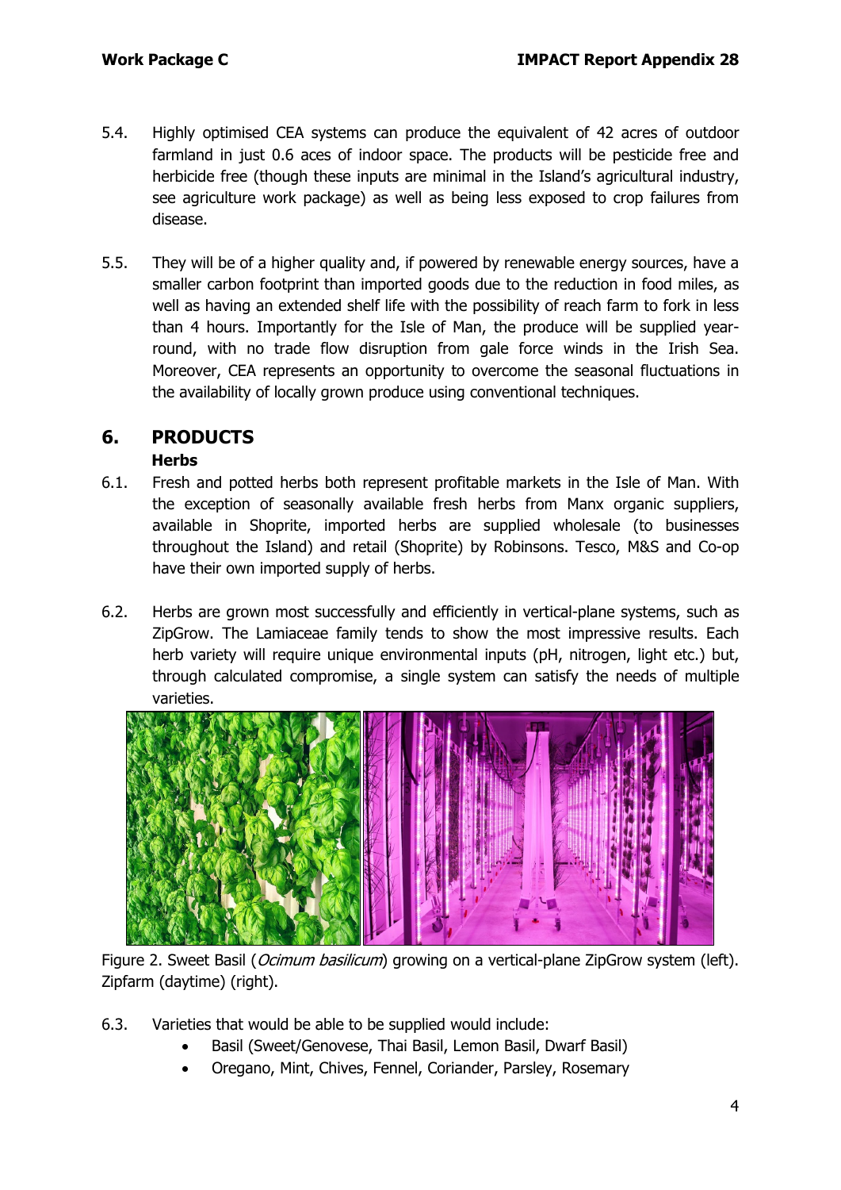5.4. Highly optimised CEA systems can produce the equivalent of 42 acres of outdoor farmland in just 0.6 aces of indoor space. The products will be pesticide free and herbicide free (though these inputs are minimal in the Island's agricultural industry, see agriculture work package) as well as being less exposed to crop failures from disease.

5.5. They will be of a higher quality and, if powered by renewable energy sources, have a smaller carbon footprint than imported goods due to the reduction in food miles, as well as having an extended shelf life with the possibility of reach farm to fork in less than 4 hours. Importantly for the Isle of Man, the produce will be supplied year-round, with no trade flow disruption from gale force winds in the Irish Sea. Moreover, CEA represents an opportunity to overcome the seasonal fluctuations in the availability of locally grown produce using conventional techniques.

## 6. PRODUCTS

### Herbs

6.1. Fresh and potted herbs both represent profitable markets in the Isle of Man. With the exception of seasonally available fresh herbs from Manx organic suppliers, available in Shoprite, imported herbs are supplied wholesale (to businesses throughout the Island) and retail (Shoprite) by Robinsons. Tesco, M&S and Co-op have their own imported supply of herbs.

6.2. Herbs are grown most successfully and efficiently in vertical-plane systems, such as ZipGrow. The Lamiaceae family tends to show the most impressive results. Each herb variety will require unique environmental inputs (pH, nitrogen, light etc.) but, through calculated compromise, a single system can satisfy the needs of multiple varieties.

Figure 2. Sweet Basil (*Ocimum basilicum*) growing on a vertical-plane ZipGrow system (left). Zipfarm (daytime) (right).

6.3. Varieties that would be able to be supplied would include:

- Basil (Sweet/Genovese, Thai Basil, Lemon Basil, Dwarf Basil)
- Oregano, Mint, Chives, Fennel, Coriander, Parsley, Rosemary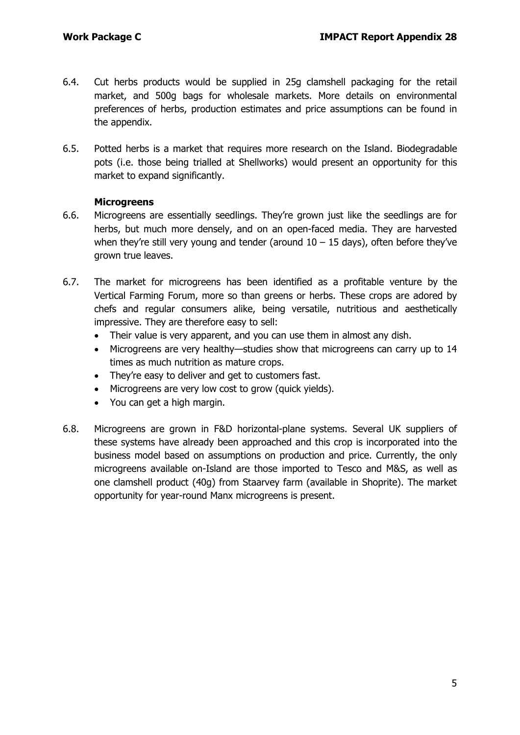6.4. Cut herbs products would be supplied in 25g clamshell packaging for the retail market, and 500g bags for wholesale markets. More details on environmental preferences of herbs, production estimates and price assumptions can be found in the appendix.

6.5. Potted herbs is a market that requires more research on the Island. Biodegradable pots (i.e. those being trialled at Shellworks) would present an opportunity for this market to expand significantly.

**Microgreens**

6.6. Microgreens are essentially seedlings. They're grown just like the seedlings are for herbs, but much more densely, and on an open-faced media. They are harvested when they're still very young and tender (around 10 – 15 days), often before they've grown true leaves.

6.7. The market for microgreens has been identified as a profitable venture by the Vertical Farming Forum, more so than greens or herbs. These crops are adored by chefs and regular consumers alike, being versatile, nutritious and aesthetically impressive. They are therefore easy to sell:

- Their value is very apparent, and you can use them in almost any dish.
- Microgreens are very healthy—studies show that microgreens can carry up to 14 times as much nutrition as mature crops.
- They're easy to deliver and get to customers fast.
- Microgreens are very low cost to grow (quick yields).
- You can get a high margin.

6.8. Microgreens are grown in F&D horizontal-plane systems. Several UK suppliers of these systems have already been approached and this crop is incorporated into the business model based on assumptions on production and price. Currently, the only microgreens available on-Island are those imported to Tesco and M&S, as well as one clamshell product (40g) from Staarvey farm (available in Shoprite). The market opportunity for year-round Manx microgreens is present.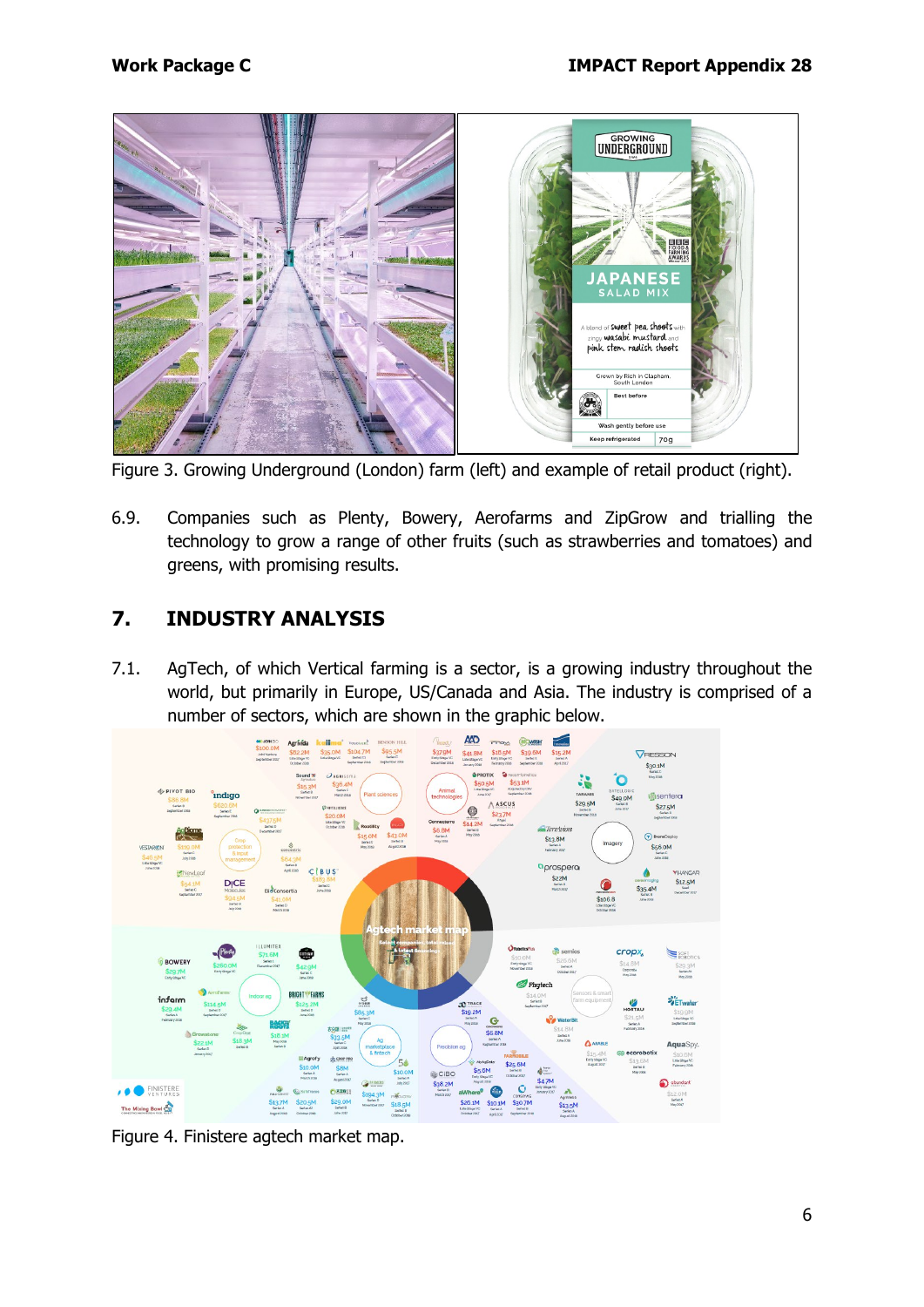Figure 3. Growing Underground (London) farm (left) and example of retail product (right).

6.9. Companies such as Plenty, Bowery, Aerofarms and ZipGrow and trialling the technology to grow a range of other fruits (such as strawberries and tomatoes) and greens, with promising results.

## 7. INDUSTRY ANALYSIS

7.1. AgTech, of which Vertical farming is a sector, is a growing industry throughout the world, but primarily in Europe, US/Canada and Asia. The industry is comprised of a number of sectors, which are shown in the graphic below.

Figure 4. Finistere agtech market map.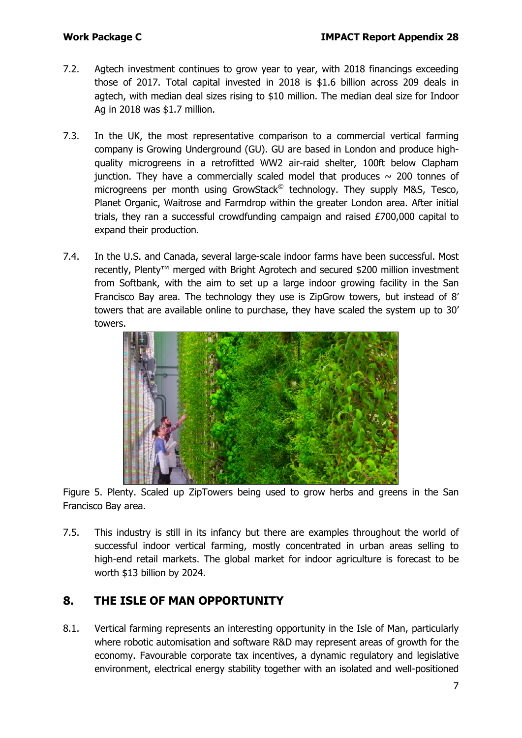7.2. Agtech investment continues to grow year to year, with 2018 financings exceeding those of 2017. Total capital invested in 2018 is $1.6 billion across 209 deals in agtech, with median deal sizes rising to $10 million. The median deal size for Indoor Ag in 2018 was $1.7 million.

7.3. In the UK, the most representative comparison to a commercial vertical farming company is Growing Underground (GU). GU are based in London and produce high-quality microgreens in a retrofitted WW2 air-raid shelter, 100ft below Clapham junction. They have a commercially scaled model that produces ~ 200 tonnes of microgreens per month using GrowStack© technology. They supply M&S, Tesco, Planet Organic, Waitrose and Farmdrop within the greater London area. After initial trials, they ran a successful crowdfunding campaign and raised £700,000 capital to expand their production.

7.4. In the U.S. and Canada, several large-scale indoor farms have been successful. Most recently, Plenty™ merged with Bright Agrotech and secured $200 million investment from Softbank, with the aim to set up a large indoor growing facility in the San Francisco Bay area. The technology they use is ZipGrow towers, but instead of 8' towers that are available online to purchase, they have scaled the system up to 30' towers.

Figure 5. Plenty. Scaled up ZipTowers being used to grow herbs and greens in the San Francisco Bay area.

7.5. This industry is still in its infancy but there are examples throughout the world of successful indoor vertical farming, mostly concentrated in urban areas selling to high-end retail markets. The global market for indoor agriculture is forecast to be worth $13 billion by 2024.

## 8. THE ISLE OF MAN OPPORTUNITY

8.1. Vertical farming represents an interesting opportunity in the Isle of Man, particularly where robotic automisation and software R&D may represent areas of growth for the economy. Favourable corporate tax incentives, a dynamic regulatory and legislative environment, electrical energy stability together with an isolated and well-positioned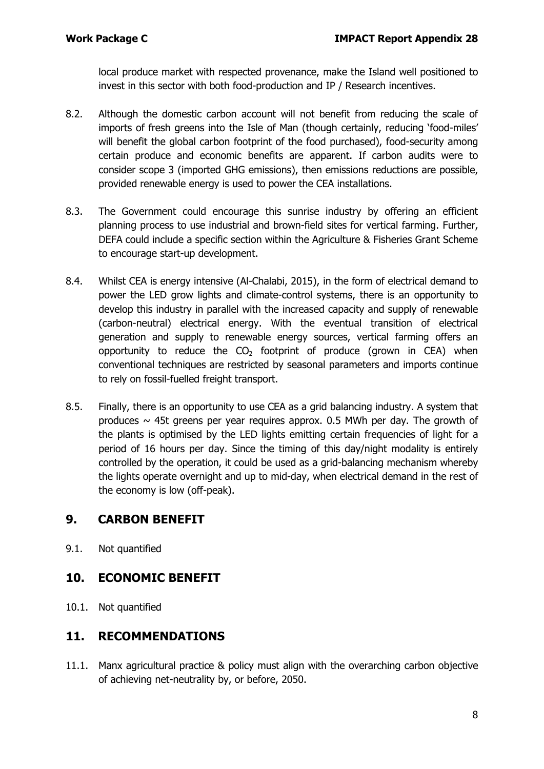local produce market with respected provenance, make the Island well positioned to invest in this sector with both food-production and IP / Research incentives.

8.2. Although the domestic carbon account will not benefit from reducing the scale of imports of fresh greens into the Isle of Man (though certainly, reducing 'food-miles' will benefit the global carbon footprint of the food purchased), food-security among certain produce and economic benefits are apparent. If carbon audits were to consider scope 3 (imported GHG emissions), then emissions reductions are possible, provided renewable energy is used to power the CEA installations.

8.3. The Government could encourage this sunrise industry by offering an efficient planning process to use industrial and brown-field sites for vertical farming. Further, DEFA could include a specific section within the Agriculture & Fisheries Grant Scheme to encourage start-up development.

8.4. Whilst CEA is energy intensive (Al-Chalabi, 2015), in the form of electrical demand to power the LED grow lights and climate-control systems, there is an opportunity to develop this industry in parallel with the increased capacity and supply of renewable (carbon-neutral) electrical energy. With the eventual transition of electrical generation and supply to renewable energy sources, vertical farming offers an opportunity to reduce the $CO_2$ footprint of produce (grown in CEA) when conventional techniques are restricted by seasonal parameters and imports continue to rely on fossil-fuelled freight transport.

8.5. Finally, there is an opportunity to use CEA as a grid balancing industry. A system that produces ~ 45t greens per year requires approx. 0.5 MWh per day. The growth of the plants is optimised by the LED lights emitting certain frequencies of light for a period of 16 hours per day. Since the timing of this day/night modality is entirely controlled by the operation, it could be used as a grid-balancing mechanism whereby the lights operate overnight and up to mid-day, when electrical demand in the rest of the economy is low (off-peak).

## 9. CARBON BENEFIT

9.1. Not quantified

## 10. ECONOMIC BENEFIT

10.1. Not quantified

## 11. RECOMMENDATIONS

11.1. Manx agricultural practice & policy must align with the overarching carbon objective of achieving net-neutrality by, or before, 2050.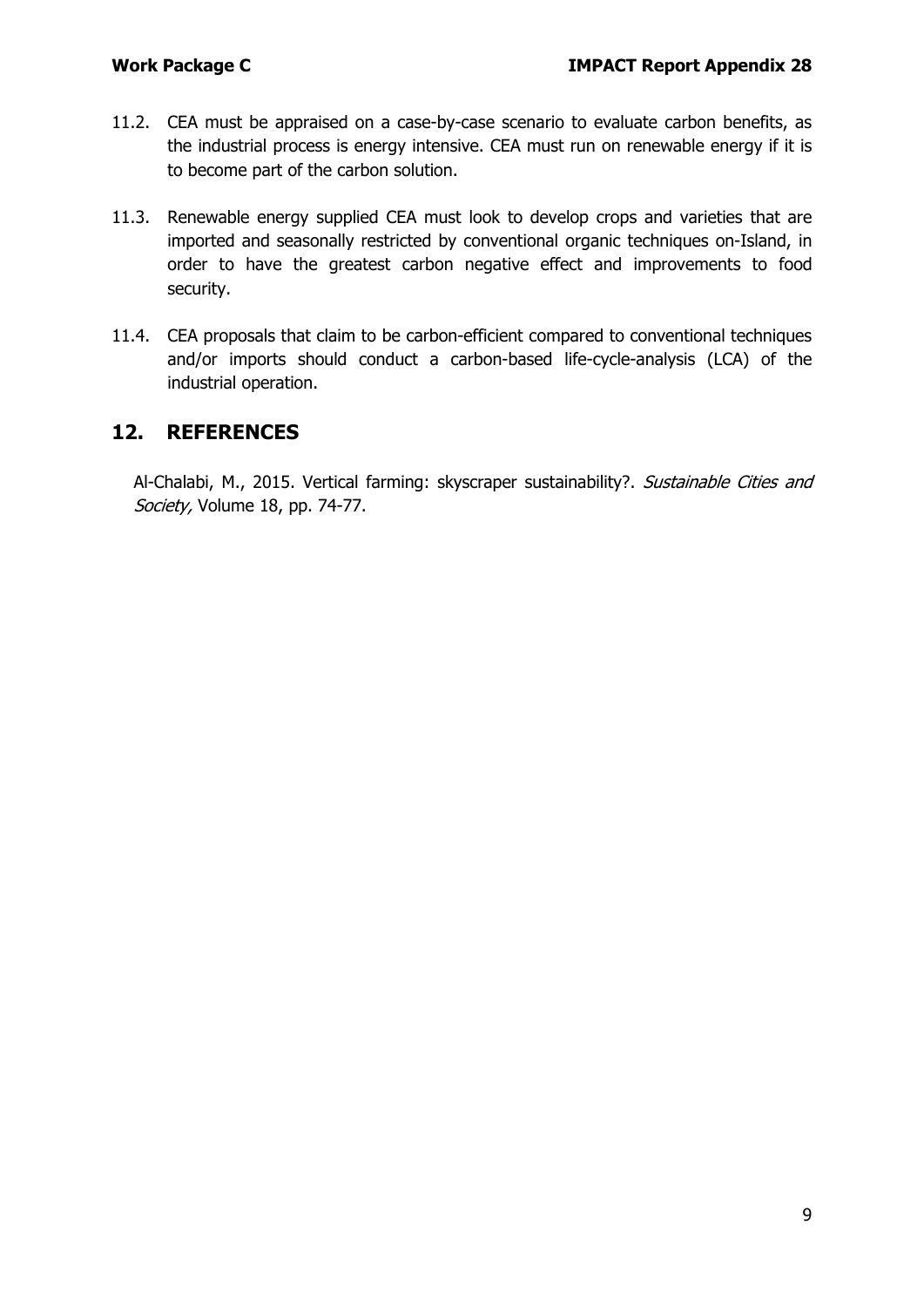11.2. CEA must be appraised on a case-by-case scenario to evaluate carbon benefits, as the industrial process is energy intensive. CEA must run on renewable energy if it is to become part of the carbon solution.

11.3. Renewable energy supplied CEA must look to develop crops and varieties that are imported and seasonally restricted by conventional organic techniques on-Island, in order to have the greatest carbon negative effect and improvements to food security.

11.4. CEA proposals that claim to be carbon-efficient compared to conventional techniques and/or imports should conduct a carbon-based life-cycle-analysis (LCA) of the industrial operation.

## 12. REFERENCES

Al-Chalabi, M., 2015. Vertical farming: skyscraper sustainability?. *Sustainable Cities and Society,* Volume 18, pp. 74-77.